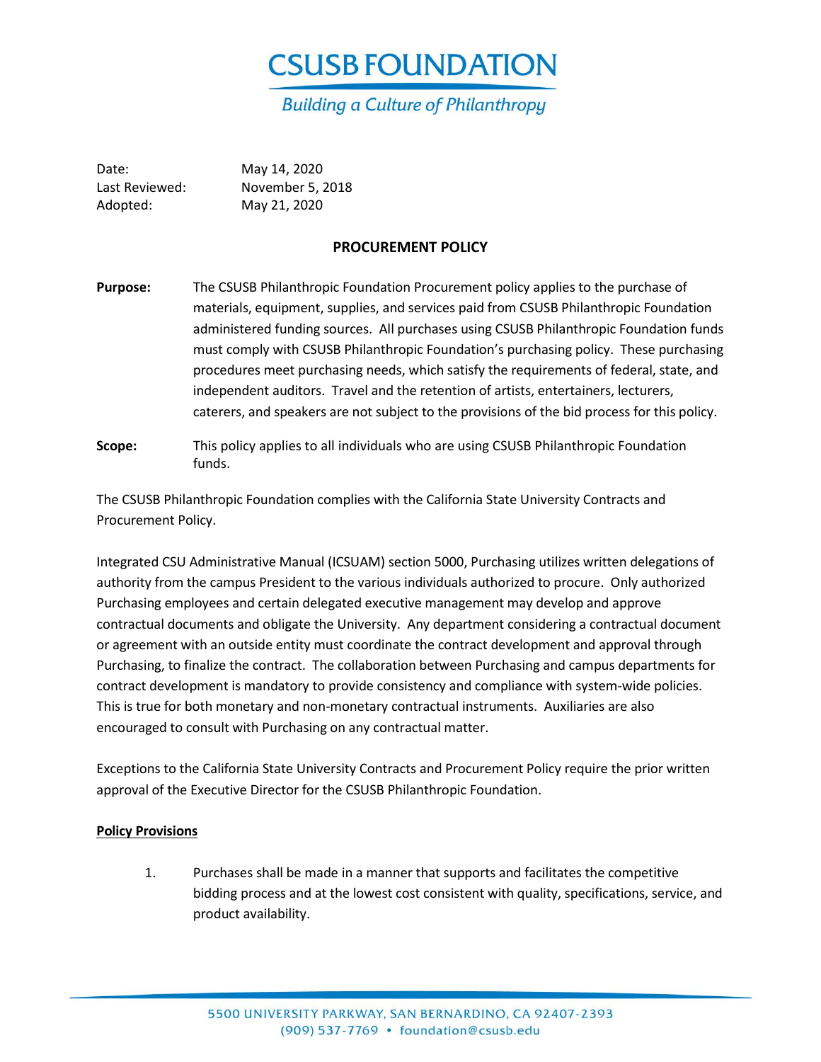# CSUSB FOUNDATION

*Building a Culture of Philanthropy*

Date: May 14, 2020
Last Reviewed: November 5, 2018
Adopted: May 21, 2020

## PROCUREMENT POLICY

**Purpose:** The CSUSB Philanthropic Foundation Procurement policy applies to the purchase of materials, equipment, supplies, and services paid from CSUSB Philanthropic Foundation administered funding sources. All purchases using CSUSB Philanthropic Foundation funds must comply with CSUSB Philanthropic Foundation's purchasing policy. These purchasing procedures meet purchasing needs, which satisfy the requirements of federal, state, and independent auditors. Travel and the retention of artists, entertainers, lecturers, caterers, and speakers are not subject to the provisions of the bid process for this policy.

**Scope:** This policy applies to all individuals who are using CSUSB Philanthropic Foundation funds.

The CSUSB Philanthropic Foundation complies with the California State University Contracts and Procurement Policy.

Integrated CSU Administrative Manual (ICSUAM) section 5000, Purchasing utilizes written delegations of authority from the campus President to the various individuals authorized to procure. Only authorized Purchasing employees and certain delegated executive management may develop and approve contractual documents and obligate the University. Any department considering a contractual document or agreement with an outside entity must coordinate the contract development and approval through Purchasing, to finalize the contract. The collaboration between Purchasing and campus departments for contract development is mandatory to provide consistency and compliance with system-wide policies. This is true for both monetary and non-monetary contractual instruments. Auxiliaries are also encouraged to consult with Purchasing on any contractual matter.

Exceptions to the California State University Contracts and Procurement Policy require the prior written approval of the Executive Director for the CSUSB Philanthropic Foundation.

**<u>Policy Provisions</u>**

1. Purchases shall be made in a manner that supports and facilitates the competitive bidding process and at the lowest cost consistent with quality, specifications, service, and product availability.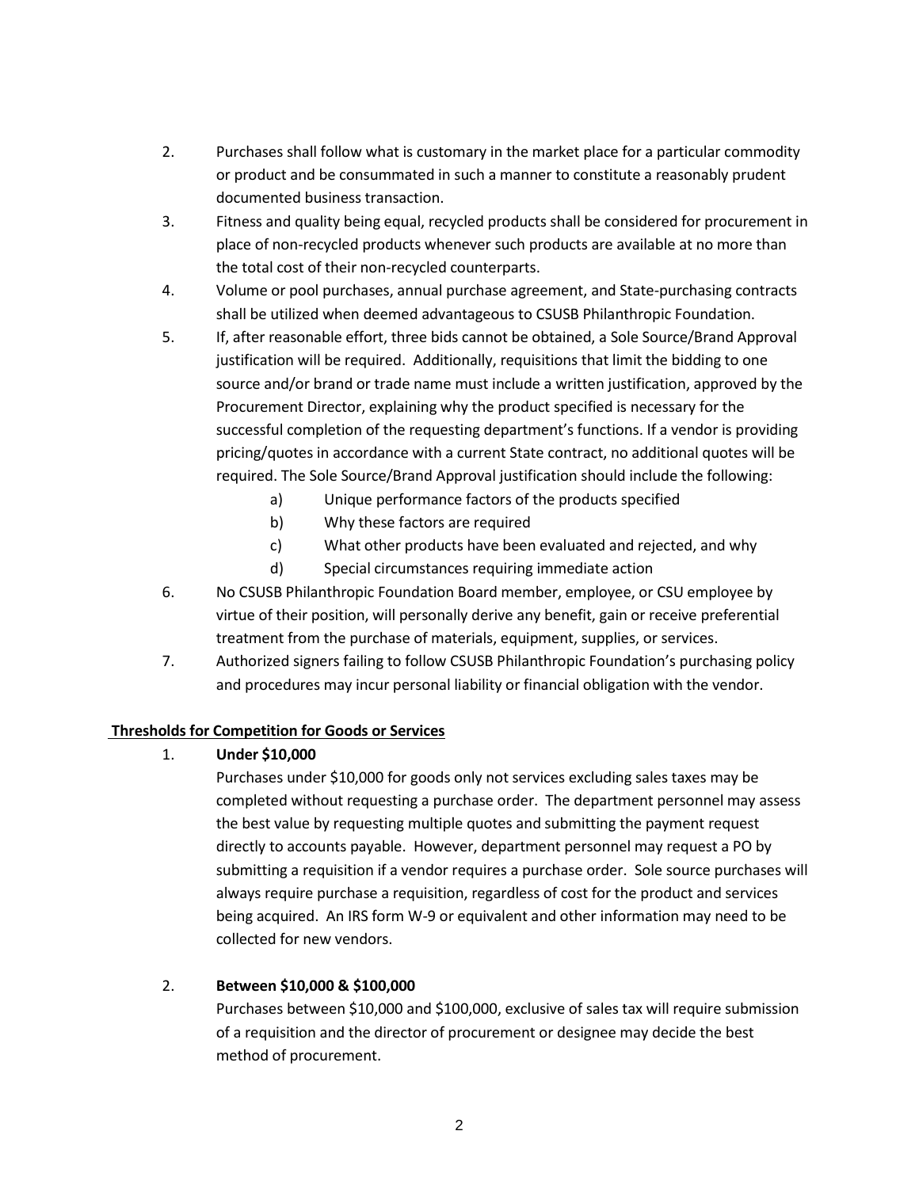2. Purchases shall follow what is customary in the market place for a particular commodity or product and be consummated in such a manner to constitute a reasonably prudent documented business transaction.
3. Fitness and quality being equal, recycled products shall be considered for procurement in place of non-recycled products whenever such products are available at no more than the total cost of their non-recycled counterparts.
4. Volume or pool purchases, annual purchase agreement, and State-purchasing contracts shall be utilized when deemed advantageous to CSUSB Philanthropic Foundation.
5. If, after reasonable effort, three bids cannot be obtained, a Sole Source/Brand Approval justification will be required. Additionally, requisitions that limit the bidding to one source and/or brand or trade name must include a written justification, approved by the Procurement Director, explaining why the product specified is necessary for the successful completion of the requesting department's functions. If a vendor is providing pricing/quotes in accordance with a current State contract, no additional quotes will be required. The Sole Source/Brand Approval justification should include the following:
   a) Unique performance factors of the products specified
   b) Why these factors are required
   c) What other products have been evaluated and rejected, and why
   d) Special circumstances requiring immediate action
6. No CSUSB Philanthropic Foundation Board member, employee, or CSU employee by virtue of their position, will personally derive any benefit, gain or receive preferential treatment from the purchase of materials, equipment, supplies, or services.
7. Authorized signers failing to follow CSUSB Philanthropic Foundation's purchasing policy and procedures may incur personal liability or financial obligation with the vendor.

**Thresholds for Competition for Goods or Services**

1. **Under $10,000**

   Purchases under $10,000 for goods only not services excluding sales taxes may be completed without requesting a purchase order. The department personnel may assess the best value by requesting multiple quotes and submitting the payment request directly to accounts payable. However, department personnel may request a PO by submitting a requisition if a vendor requires a purchase order. Sole source purchases will always require purchase a requisition, regardless of cost for the product and services being acquired. An IRS form W-9 or equivalent and other information may need to be collected for new vendors.

2. **Between $10,000 & $100,000**

   Purchases between $10,000 and $100,000, exclusive of sales tax will require submission of a requisition and the director of procurement or designee may decide the best method of procurement.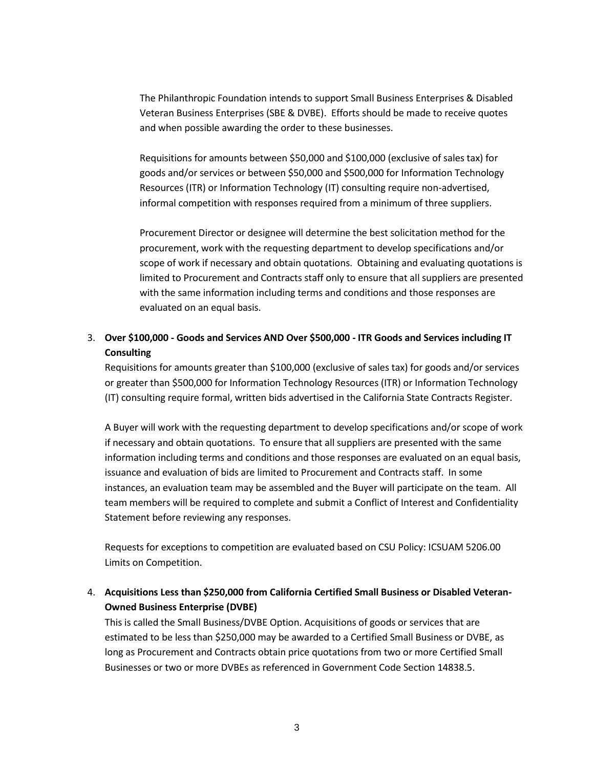The Philanthropic Foundation intends to support Small Business Enterprises & Disabled Veteran Business Enterprises (SBE & DVBE). Efforts should be made to receive quotes and when possible awarding the order to these businesses.

Requisitions for amounts between $50,000 and $100,000 (exclusive of sales tax) for goods and/or services or between $50,000 and $500,000 for Information Technology Resources (ITR) or Information Technology (IT) consulting require non-advertised, informal competition with responses required from a minimum of three suppliers.

Procurement Director or designee will determine the best solicitation method for the procurement, work with the requesting department to develop specifications and/or scope of work if necessary and obtain quotations. Obtaining and evaluating quotations is limited to Procurement and Contracts staff only to ensure that all suppliers are presented with the same information including terms and conditions and those responses are evaluated on an equal basis.

3. **Over $100,000 - Goods and Services AND Over $500,000 - ITR Goods and Services including IT Consulting**

   Requisitions for amounts greater than $100,000 (exclusive of sales tax) for goods and/or services or greater than $500,000 for Information Technology Resources (ITR) or Information Technology (IT) consulting require formal, written bids advertised in the California State Contracts Register.

   A Buyer will work with the requesting department to develop specifications and/or scope of work if necessary and obtain quotations. To ensure that all suppliers are presented with the same information including terms and conditions and those responses are evaluated on an equal basis, issuance and evaluation of bids are limited to Procurement and Contracts staff. In some instances, an evaluation team may be assembled and the Buyer will participate on the team. All team members will be required to complete and submit a Conflict of Interest and Confidentiality Statement before reviewing any responses.

   Requests for exceptions to competition are evaluated based on CSU Policy: ICSUAM 5206.00 Limits on Competition.

4. **Acquisitions Less than $250,000 from California Certified Small Business or Disabled Veteran-Owned Business Enterprise (DVBE)**

   This is called the Small Business/DVBE Option. Acquisitions of goods or services that are estimated to be less than $250,000 may be awarded to a Certified Small Business or DVBE, as long as Procurement and Contracts obtain price quotations from two or more Certified Small Businesses or two or more DVBEs as referenced in Government Code Section 14838.5.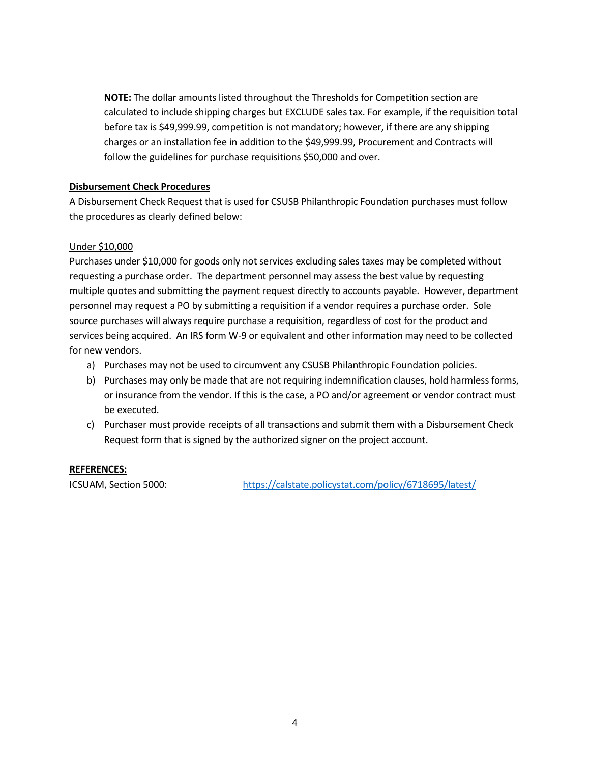**NOTE:** The dollar amounts listed throughout the Thresholds for Competition section are calculated to include shipping charges but EXCLUDE sales tax. For example, if the requisition total before tax is $49,999.99, competition is not mandatory; however, if there are any shipping charges or an installation fee in addition to the $49,999.99, Procurement and Contracts will follow the guidelines for purchase requisitions $50,000 and over.

**<u>Disbursement Check Procedures</u>**

A Disbursement Check Request that is used for CSUSB Philanthropic Foundation purchases must follow the procedures as clearly defined below:

<u>Under $10,000</u>

Purchases under $10,000 for goods only not services excluding sales taxes may be completed without requesting a purchase order. The department personnel may assess the best value by requesting multiple quotes and submitting the payment request directly to accounts payable. However, department personnel may request a PO by submitting a requisition if a vendor requires a purchase order. Sole source purchases will always require purchase a requisition, regardless of cost for the product and services being acquired. An IRS form W-9 or equivalent and other information may need to be collected for new vendors.

a) Purchases may not be used to circumvent any CSUSB Philanthropic Foundation policies.
b) Purchases may only be made that are not requiring indemnification clauses, hold harmless forms, or insurance from the vendor. If this is the case, a PO and/or agreement or vendor contract must be executed.
c) Purchaser must provide receipts of all transactions and submit them with a Disbursement Check Request form that is signed by the authorized signer on the project account.

**<u>REFERENCES:</u>**

ICSUAM, Section 5000: https://calstate.policystat.com/policy/6718695/latest/